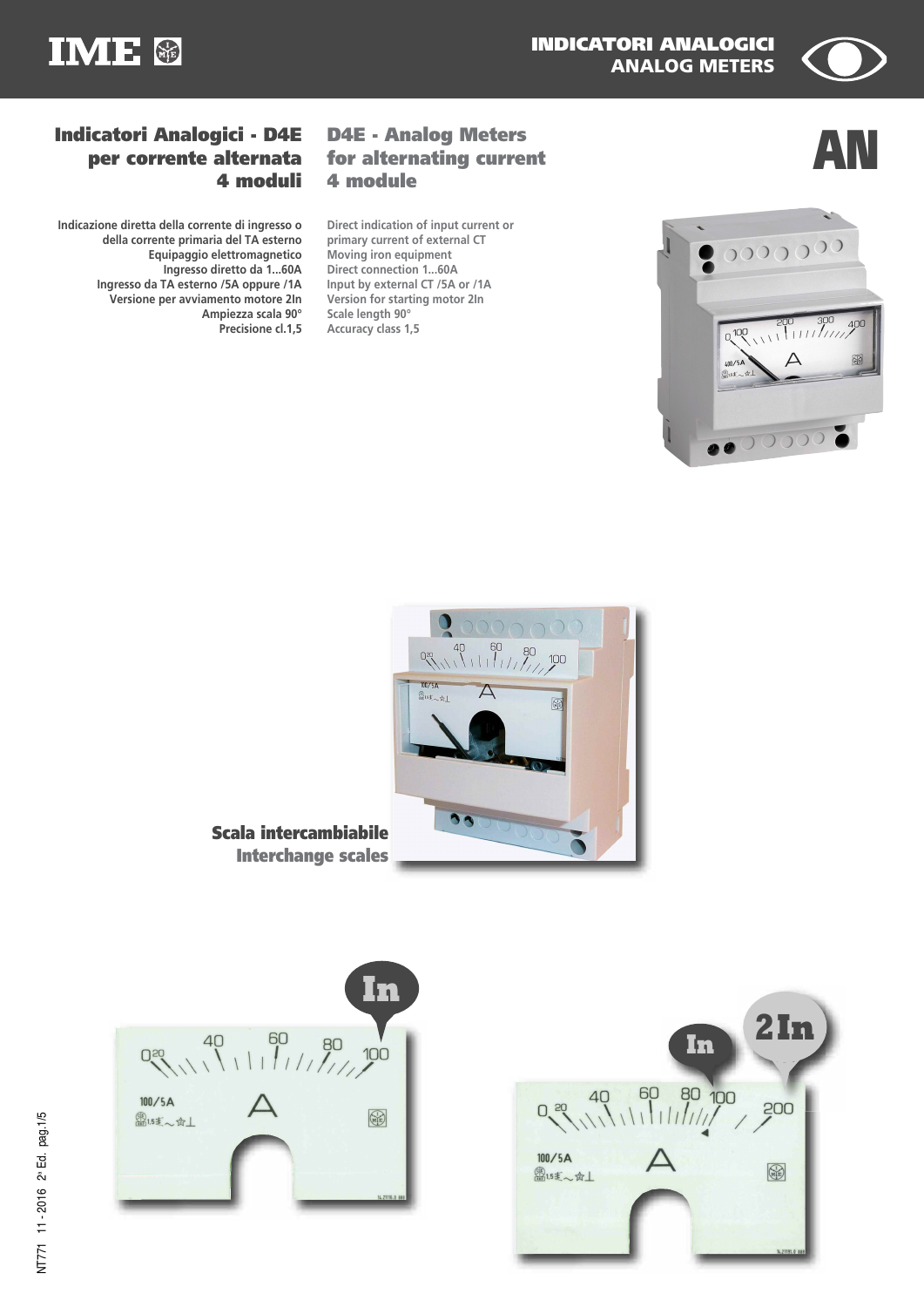# Indicatori Analogici - D4E per corrente alternata 4 moduli

# D4E - Analog Meters for alternating current 4 module

AN

Indicazione diretta della corrente di ingresso o della corrente primaria del TA esterno
Equipaggio elettromagnetico
Ingresso diretto da 1...60A
Ingresso da TA esterno /5A oppure /1A
Versione per avviamento motore 2In
Ampiezza scala 90°
Precisione cl.1,5

Direct indication of input current or primary current of external CT
Moving iron equipment
Direct connection 1...60A
Input by external CT /5A or /1A
Version for starting motor 2In
Scale length 90°
Accuracy class 1,5

**Scala intercambiabile**
**Interchange scales**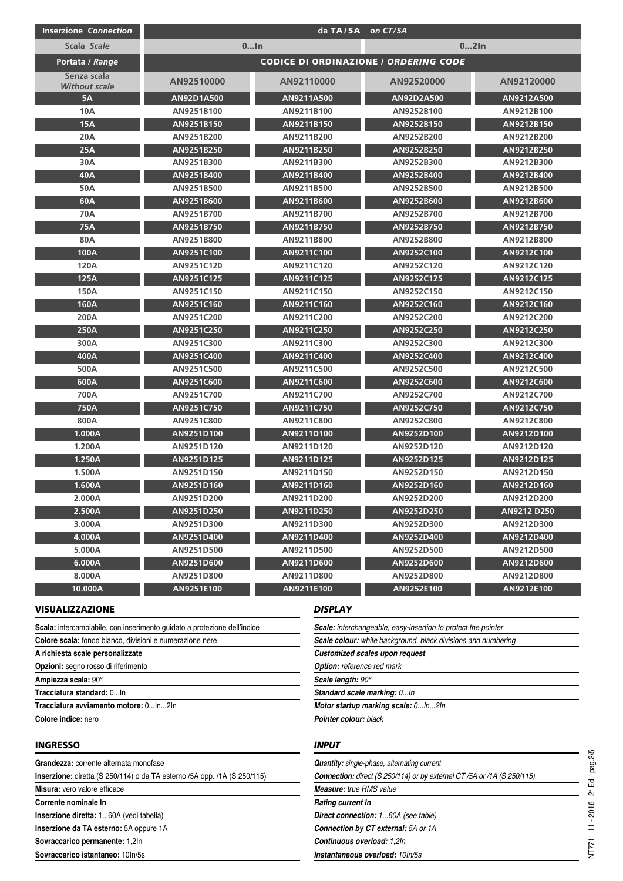| Inserzione *Connection* | da TA/5A *on CT/5A* | | | |
|---|---|---|---|---|
| Scala *Scale* | 0...In | | 0...2In | |
| Portata / *Range* | CODICE DI ORDINAZIONE / *ORDERING CODE* | | | |
| Senza scala *Without scale* | AN92510000 | AN92110000 | AN92520000 | AN92120000 |
| 5A | AN92D1A500 | AN9211A500 | AN92D2A500 | AN9212A500 |
| 10A | AN9251B100 | AN9211B100 | AN9252B100 | AN9212B100 |
| 15A | AN9251B150 | AN9211B150 | AN9252B150 | AN9212B150 |
| 20A | AN9251B200 | AN9211B200 | AN9252B200 | AN9212B200 |
| 25A | AN9251B250 | AN9211B250 | AN9252B250 | AN9212B250 |
| 30A | AN9251B300 | AN9211B300 | AN9252B300 | AN9212B300 |
| 40A | AN9251B400 | AN9211B400 | AN9252B400 | AN9212B400 |
| 50A | AN9251B500 | AN9211B500 | AN9252B500 | AN9212B500 |
| 60A | AN9251B600 | AN9211B600 | AN9252B600 | AN9212B600 |
| 70A | AN9251B700 | AN9211B700 | AN9252B700 | AN9212B700 |
| 75A | AN9251B750 | AN9211B750 | AN9252B750 | AN9212B750 |
| 80A | AN9251B800 | AN9211B800 | AN9252B800 | AN9212B800 |
| 100A | AN9251C100 | AN9211C100 | AN9252C100 | AN9212C100 |
| 120A | AN9251C120 | AN9211C120 | AN9252C120 | AN9212C120 |
| 125A | AN9251C125 | AN9211C125 | AN9252C125 | AN9212C125 |
| 150A | AN9251C150 | AN9211C150 | AN9252C150 | AN9212C150 |
| 160A | AN9251C160 | AN9211C160 | AN9252C160 | AN9212C160 |
| 200A | AN9251C200 | AN9211C200 | AN9252C200 | AN9212C200 |
| 250A | AN9251C250 | AN9211C250 | AN9252C250 | AN9212C250 |
| 300A | AN9251C300 | AN9211C300 | AN9252C300 | AN9212C300 |
| 400A | AN9251C400 | AN9211C400 | AN9252C400 | AN9212C400 |
| 500A | AN9251C500 | AN9211C500 | AN9252C500 | AN9212C500 |
| 600A | AN9251C600 | AN9211C600 | AN9252C600 | AN9212C600 |
| 700A | AN9251C700 | AN9211C700 | AN9252C700 | AN9212C700 |
| 750A | AN9251C750 | AN9211C750 | AN9252C750 | AN9212C750 |
| 800A | AN9251C800 | AN9211C800 | AN9252C800 | AN9212C800 |
| 1.000A | AN9251D100 | AN9211D100 | AN9252D100 | AN9212D100 |
| 1.200A | AN9251D120 | AN9211D120 | AN9252D120 | AN9212D120 |
| 1.250A | AN9251D125 | AN9211D125 | AN9252D125 | AN9212D125 |
| 1.500A | AN9251D150 | AN9211D150 | AN9252D150 | AN9212D150 |
| 1.600A | AN9251D160 | AN9211D160 | AN9252D160 | AN9212D160 |
| 2.000A | AN9251D200 | AN9211D200 | AN9252D200 | AN9212D200 |
| 2.500A | AN9251D250 | AN9211D250 | AN9252D250 | AN9212 D250 |
| 3.000A | AN9251D300 | AN9211D300 | AN9252D300 | AN9212D300 |
| 4.000A | AN9251D400 | AN9211D400 | AN9252D400 | AN9212D400 |
| 5.000A | AN9251D500 | AN9211D500 | AN9252D500 | AN9212D500 |
| 6.000A | AN9251D600 | AN9211D600 | AN9252D600 | AN9212D600 |
| 8.000A | AN9251D800 | AN9211D800 | AN9252D800 | AN9212D800 |
| 10.000A | AN9251E100 | AN9211E100 | AN9252E100 | AN9212E100 |

## VISUALIZZAZIONE

**Scala:** intercambiabile, con inserimento guidato a protezione dell'indice
**Colore scala:** fondo bianco, divisioni e numerazione nere
**A richiesta scale personalizzate**
**Opzioni:** segno rosso di riferimento
**Ampiezza scala:** 90°
**Tracciatura standard:** 0...In
**Tracciatura avviamento motore:** 0...In...2In
**Colore indice:** nero

## *DISPLAY*

***Scale:*** *interchangeable, easy-insertion to protect the pointer*
***Scale colour:*** *white background, black divisions and numbering*
***Customized scales upon request***
***Option:*** *reference red mark*
***Scale length:*** *90°*
***Standard scale marking:*** *0...In*
***Motor startup marking scale:*** *0...In...2In*
***Pointer colour:*** *black*

## INGRESSO

**Grandezza:** corrente alternata monofase
**Inserzione:** diretta (S 250/114) o da TA esterno /5A opp. /1A (S 250/115)
**Misura:** vero valore efficace
**Corrente nominale In**
**Inserzione diretta:** 1...60A (vedi tabella)
**Inserzione da TA esterno:** 5A oppure 1A
**Sovraccarico permanente:** 1,2In
**Sovraccarico istantaneo:** 10In/5s

## *INPUT*

***Quantity:*** *single-phase, alternating current*
***Connection:*** *direct (S 250/114) or by external CT /5A or /1A (S 250/115)*
***Measure:*** *true RMS value*
***Rating current In***
***Direct connection:*** *1...60A (see table)*
***Connection by CT external:*** *5A or 1A*
***Continuous overload:*** *1,2In*
***Instantaneous overload:*** *10In/5s*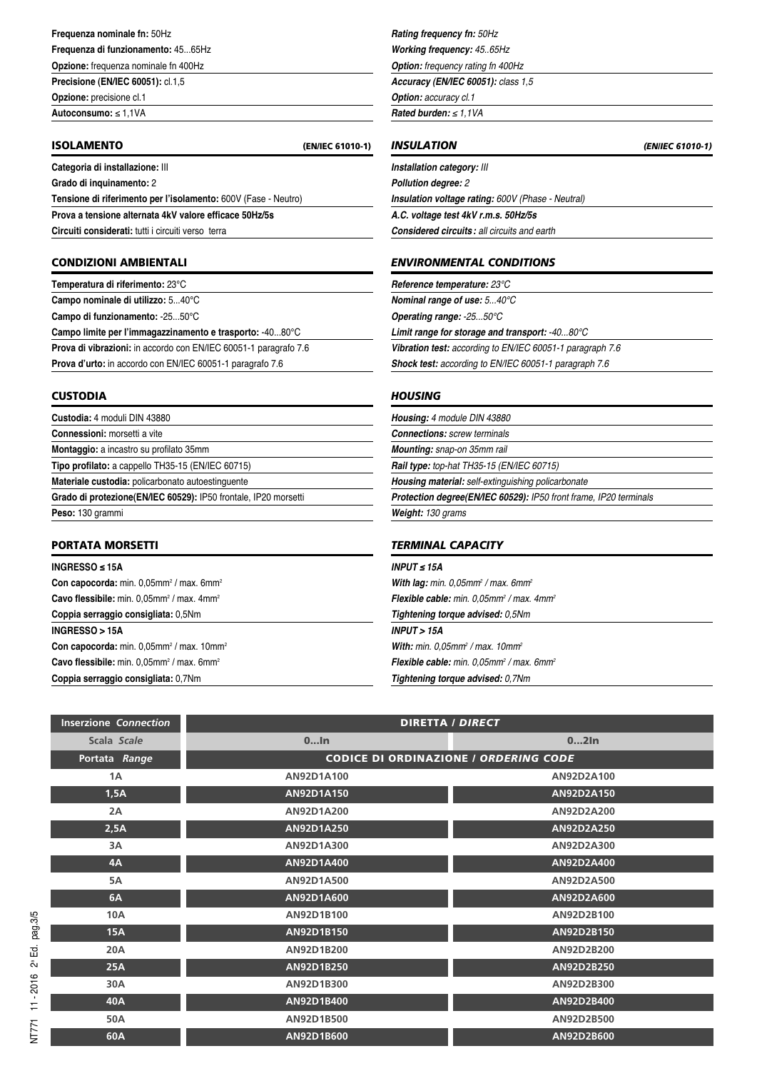**Frequenza nominale fn:** 50Hz
**Frequenza di funzionamento:** 45...65Hz
**Opzione:** frequenza nominale fn 400Hz
**Precisione (EN/IEC 60051):** cl.1,5
**Opzione:** precisione cl.1
**Autoconsumo:** ≤ 1,1VA

## ISOLAMENTO (EN/IEC 61010-1)

**Categoria di installazione:** III
**Grado di inquinamento:** 2
**Tensione di riferimento per l'isolamento:** 600V (Fase - Neutro)
**Prova a tensione alternata 4kV valore efficace 50Hz/5s**
**Circuiti considerati:** tutti i circuiti verso terra

## CONDIZIONI AMBIENTALI

**Temperatura di riferimento:** 23°C
**Campo nominale di utilizzo:** 5...40°C
**Campo di funzionamento:** -25...50°C
**Campo limite per l'immagazzinamento e trasporto:** -40...80°C
**Prova di vibrazioni:** in accordo con EN/IEC 60051-1 paragrafo 7.6
**Prova d'urto:** in accordo con EN/IEC 60051-1 paragrafo 7.6

## CUSTODIA

**Custodia:** 4 moduli DIN 43880
**Connessioni:** morsetti a vite
**Montaggio:** a incastro su profilato 35mm
**Tipo profilato:** a cappello TH35-15 (EN/IEC 60715)
**Materiale custodia:** policarbonato autoestinguente
**Grado di protezione(EN/IEC 60529):** IP50 frontale, IP20 morsetti
**Peso:** 130 grammi

## PORTATA MORSETTI

**INGRESSO ≤ 15A**
**Con capocorda:** min. 0,05mm² / max. 6mm²
**Cavo flessibile:** min. 0,05mm² / max. 4mm²
**Coppia serraggio consigliata:** 0,5Nm
**INGRESSO > 15A**
**Con capocorda:** min. 0,05mm² / max. 10mm²
**Cavo flessibile:** min. 0,05mm² / max. 6mm²
**Coppia serraggio consigliata:** 0,7Nm

***Rating frequency fn:*** *50Hz*
***Working frequency:*** *45..65Hz*
***Option:*** *frequency rating fn 400Hz*
***Accuracy (EN/IEC 60051):*** *class 1,5*
***Option:*** *accuracy cl.1*
***Rated burden:*** *≤ 1,1VA*

## *INSULATION* *(EN/IEC 61010-1)*

***Installation category:*** *III*
***Pollution degree:*** *2*
***Insulation voltage rating:*** *600V (Phase - Neutral)*
***A.C. voltage test 4kV r.m.s. 50Hz/5s***
***Considered circuits:*** *all circuits and earth*

## *ENVIRONMENTAL CONDITIONS*

***Reference temperature:*** *23°C*
***Nominal range of use:*** *5...40°C*
***Operating range:*** *-25...50°C*
***Limit range for storage and transport:*** *-40...80°C*
***Vibration test:*** *according to EN/IEC 60051-1 paragraph 7.6*
***Shock test:*** *according to EN/IEC 60051-1 paragraph 7.6*

## *HOUSING*

***Housing:*** *4 module DIN 43880*
***Connections:*** *screw terminals*
***Mounting:*** *snap-on 35mm rail*
***Rail type:*** *top-hat TH35-15 (EN/IEC 60715)*
***Housing material:*** *self-extinguishing policarbonate*
***Protection degree(EN/IEC 60529):*** *IP50 front frame, IP20 terminals*
***Weight:*** *130 grams*

## *TERMINAL CAPACITY*

***INPUT ≤ 15A***
***With lag:*** *min. 0,05mm² / max. 6mm²*
***Flexible cable:*** *min. 0,05mm² / max. 4mm²*
***Tightening torque advised:*** *0,5Nm*
***INPUT > 15A***
***With:*** *min. 0,05mm² / max. 10mm²*
***Flexible cable:*** *min. 0,05mm² / max. 6mm²*
***Tightening torque advised:*** *0,7Nm*

| Inserzione *Connection* | DIRETTA / *DIRECT* | |
|---|---|---|
| Scala *Scale* | 0...In | 0...2In |
| Portata *Range* | CODICE DI ORDINAZIONE / *ORDERING CODE* | |
| 1A | AN92D1A100 | AN92D2A100 |
| 1,5A | AN92D1A150 | AN92D2A150 |
| 2A | AN92D1A200 | AN92D2A200 |
| 2,5A | AN92D1A250 | AN92D2A250 |
| 3A | AN92D1A300 | AN92D2A300 |
| 4A | AN92D1A400 | AN92D2A400 |
| 5A | AN92D1A500 | AN92D2A500 |
| 6A | AN92D1A600 | AN92D2A600 |
| 10A | AN92D1B100 | AN92D2B100 |
| 15A | AN92D1B150 | AN92D2B150 |
| 20A | AN92D1B200 | AN92D2B200 |
| 25A | AN92D1B250 | AN92D2B250 |
| 30A | AN92D1B300 | AN92D2B300 |
| 40A | AN92D1B400 | AN92D2B400 |
| 50A | AN92D1B500 | AN92D2B500 |
| 60A | AN92D1B600 | AN92D2B600 |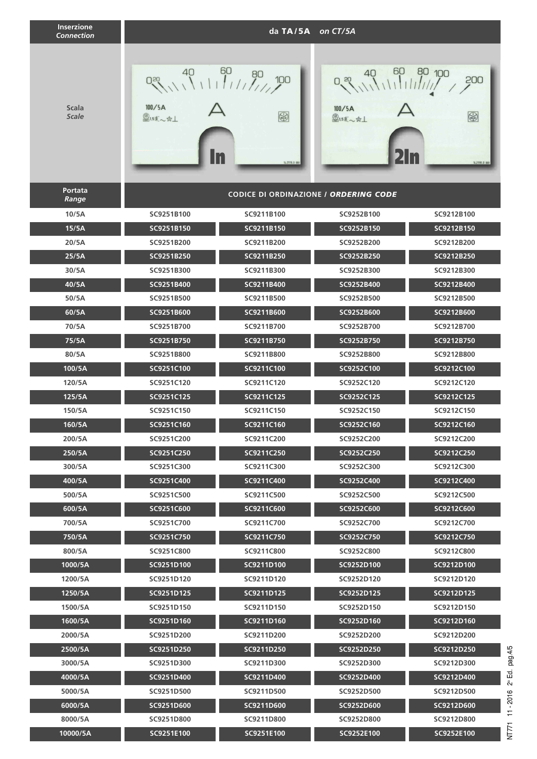| Inserzione *Connection* | da **TA/5A** *on CT/5A* | | | |
|---|---|---|---|---|
| Scala *Scale* | In | | 2In | |
| Portata *Range* | CODICE DI ORDINAZIONE / *ORDERING CODE* | | | |
| 10/5A | SC9251B100 | SC9211B100 | SC9252B100 | SC9212B100 |
| 15/5A | SC9251B150 | SC9211B150 | SC9252B150 | SC9212B150 |
| 20/5A | SC9251B200 | SC9211B200 | SC9252B200 | SC9212B200 |
| 25/5A | SC9251B250 | SC9211B250 | SC9252B250 | SC9212B250 |
| 30/5A | SC9251B300 | SC9211B300 | SC9252B300 | SC9212B300 |
| 40/5A | SC9251B400 | SC9211B400 | SC9252B400 | SC9212B400 |
| 50/5A | SC9251B500 | SC9211B500 | SC9252B500 | SC9212B500 |
| 60/5A | SC9251B600 | SC9211B600 | SC9252B600 | SC9212B600 |
| 70/5A | SC9251B700 | SC9211B700 | SC9252B700 | SC9212B700 |
| 75/5A | SC9251B750 | SC9211B750 | SC9252B750 | SC9212B750 |
| 80/5A | SC9251B800 | SC9211B800 | SC9252B800 | SC9212B800 |
| 100/5A | SC9251C100 | SC9211C100 | SC9252C100 | SC9212C100 |
| 120/5A | SC9251C120 | SC9211C120 | SC9252C120 | SC9212C120 |
| 125/5A | SC9251C125 | SC9211C125 | SC9252C125 | SC9212C125 |
| 150/5A | SC9251C150 | SC9211C150 | SC9252C150 | SC9212C150 |
| 160/5A | SC9251C160 | SC9211C160 | SC9252C160 | SC9212C160 |
| 200/5A | SC9251C200 | SC9211C200 | SC9252C200 | SC9212C200 |
| 250/5A | SC9251C250 | SC9211C250 | SC9252C250 | SC9212C250 |
| 300/5A | SC9251C300 | SC9211C300 | SC9252C300 | SC9212C300 |
| 400/5A | SC9251C400 | SC9211C400 | SC9252C400 | SC9212C400 |
| 500/5A | SC9251C500 | SC9211C500 | SC9252C500 | SC9212C500 |
| 600/5A | SC9251C600 | SC9211C600 | SC9252C600 | SC9212C600 |
| 700/5A | SC9251C700 | SC9211C700 | SC9252C700 | SC9212C700 |
| 750/5A | SC9251C750 | SC9211C750 | SC9252C750 | SC9212C750 |
| 800/5A | SC9251C800 | SC9211C800 | SC9252C800 | SC9212C800 |
| 1000/5A | SC9251D100 | SC9211D100 | SC9252D100 | SC9212D100 |
| 1200/5A | SC9251D120 | SC9211D120 | SC9252D120 | SC9212D120 |
| 1250/5A | SC9251D125 | SC9211D125 | SC9252D125 | SC9212D125 |
| 1500/5A | SC9251D150 | SC9211D150 | SC9252D150 | SC9212D150 |
| 1600/5A | SC9251D160 | SC9211D160 | SC9252D160 | SC9212D160 |
| 2000/5A | SC9251D200 | SC9211D200 | SC9252D200 | SC9212D200 |
| 2500/5A | SC9251D250 | SC9211D250 | SC9252D250 | SC9212D250 |
| 3000/5A | SC9251D300 | SC9211D300 | SC9252D300 | SC9212D300 |
| 4000/5A | SC9251D400 | SC9211D400 | SC9252D400 | SC9212D400 |
| 5000/5A | SC9251D500 | SC9211D500 | SC9252D500 | SC9212D500 |
| 6000/5A | SC9251D600 | SC9211D600 | SC9252D600 | SC9212D600 |
| 8000/5A | SC9251D800 | SC9211D800 | SC9252D800 | SC9212D800 |
| 10000/5A | SC9251E100 | SC9251E100 | SC9252E100 | SC9252E100 |

NT771 11 - 2016 2ª Ed.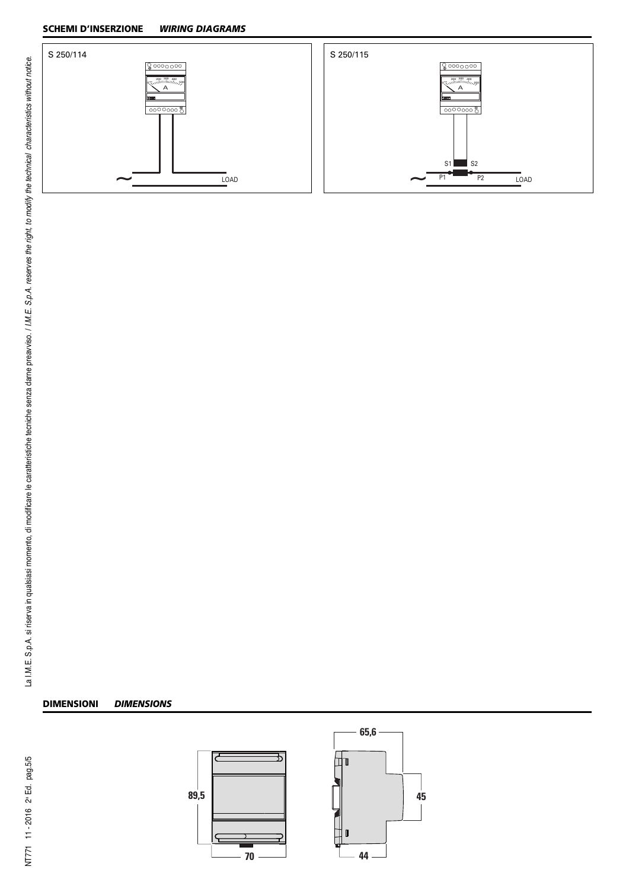## SCHEMI D'INSERZIONE *WIRING DIAGRAMS*

S 250/114

~ LOAD

S 250/115

S1 S2

~ P1 P2 LOAD

*La I.M.E. S.p.A. si riserva in qualsiasi momento, di modificare le caratteristiche tecniche senza darne preavviso. / I.M.E. S.p.A. reserves the right, to modify the technical characteristics without notice.*

## DIMENSIONI *DIMENSIONS*

89,5

70

65,6

45

44

NT771 11 - 2016 2ª Ed.